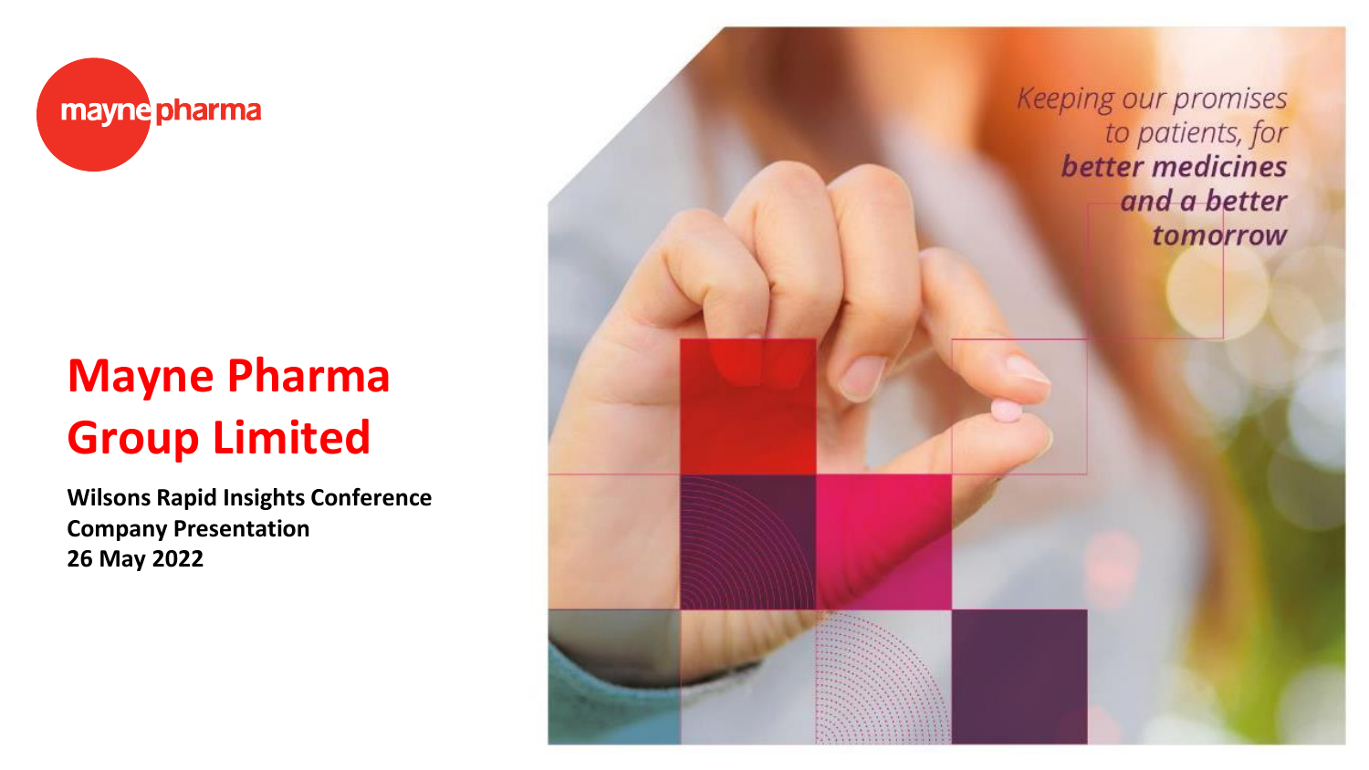mayne pharma

# Mayne Pharma Group Limited

**Wilsons Rapid Insights Conference**
**Company Presentation**
**26 May 2022**

*Keeping our promises to patients, for* ***better medicines and a better tomorrow***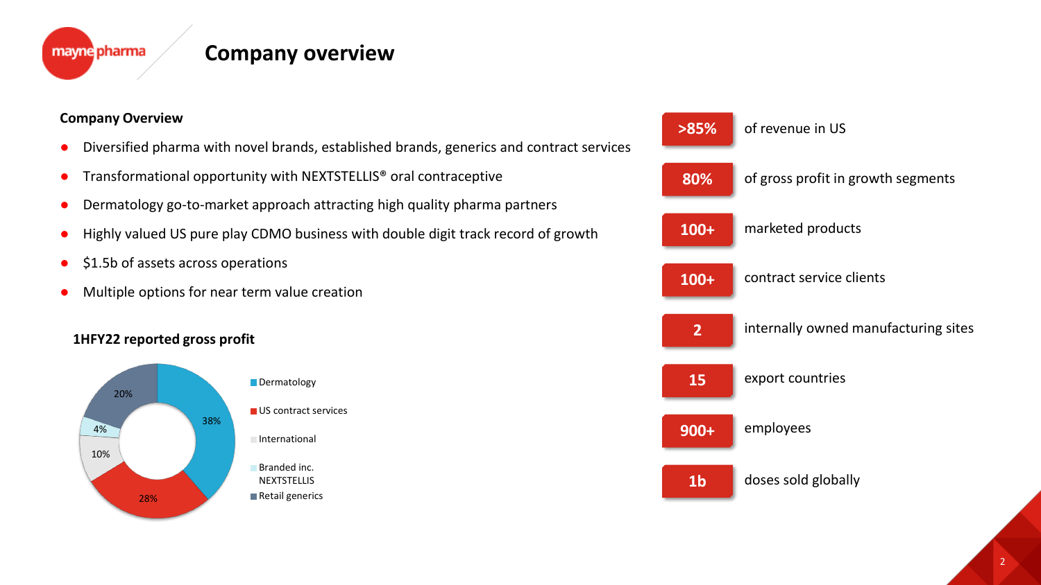# Company overview

### Company Overview

- Diversified pharma with novel brands, established brands, generics and contract services
- Transformational opportunity with NEXTSTELLIS® oral contraceptive
- Dermatology go-to-market approach attracting high quality pharma partners
- Highly valued US pure play CDMO business with double digit track record of growth
- $1.5b of assets across operations
- Multiple options for near term value creation

### 1HFY22 reported gross profit

| Segment | Share |
| --- | --- |
| Dermatology | 38% |
| US contract services | 28% |
| International | 10% |
| Branded inc. NEXTSTELLIS | 4% |
| Retail generics | 20% |

| | |
| --- | --- |
| **>85%** | of revenue in US |
| **80%** | of gross profit in growth segments |
| **100+** | marketed products |
| **100+** | contract service clients |
| **2** | internally owned manufacturing sites |
| **15** | export countries |
| **900+** | employees |
| **1b** | doses sold globally |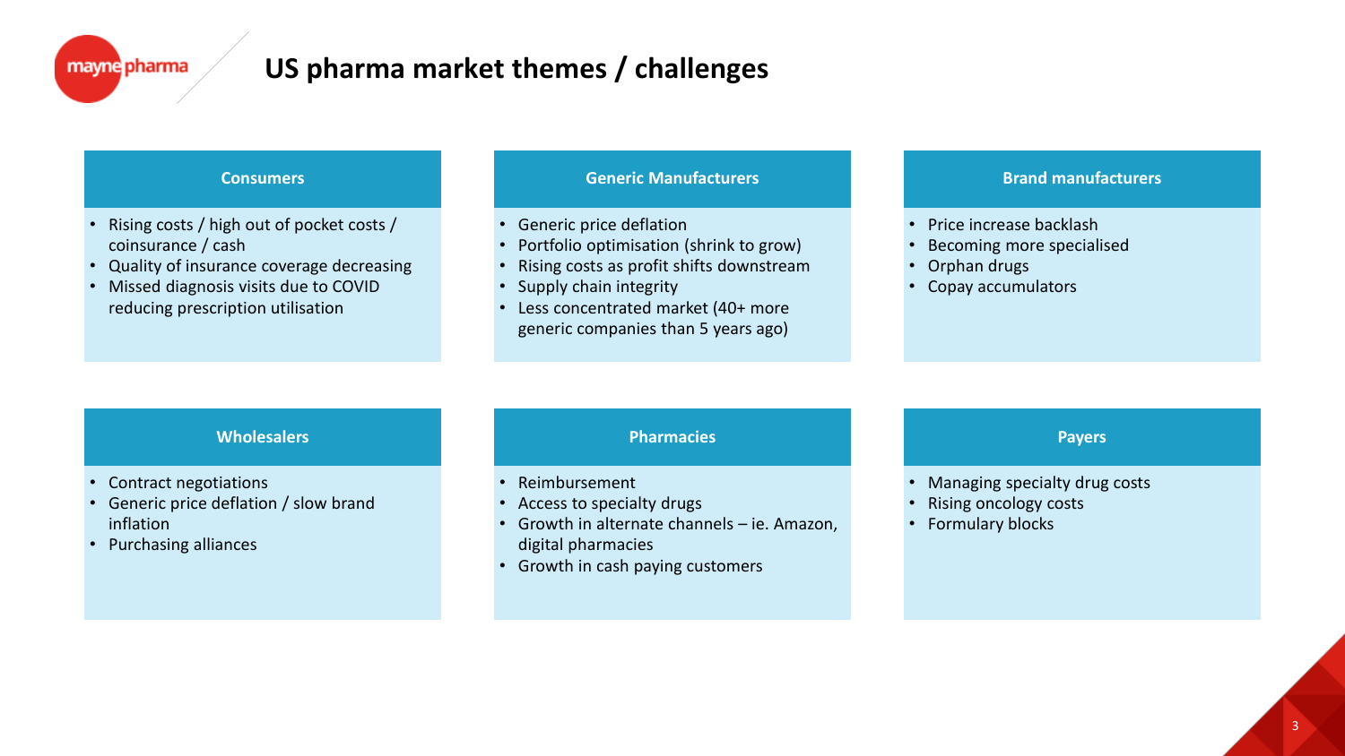# US pharma market themes / challenges

### Consumers

- Rising costs / high out of pocket costs / coinsurance / cash
- Quality of insurance coverage decreasing
- Missed diagnosis visits due to COVID reducing prescription utilisation

### Generic Manufacturers

- Generic price deflation
- Portfolio optimisation (shrink to grow)
- Rising costs as profit shifts downstream
- Supply chain integrity
- Less concentrated market (40+ more generic companies than 5 years ago)

### Brand manufacturers

- Price increase backlash
- Becoming more specialised
- Orphan drugs
- Copay accumulators

### Wholesalers

- Contract negotiations
- Generic price deflation / slow brand inflation
- Purchasing alliances

### Pharmacies

- Reimbursement
- Access to specialty drugs
- Growth in alternate channels – ie. Amazon, digital pharmacies
- Growth in cash paying customers

### Payers

- Managing specialty drug costs
- Rising oncology costs
- Formulary blocks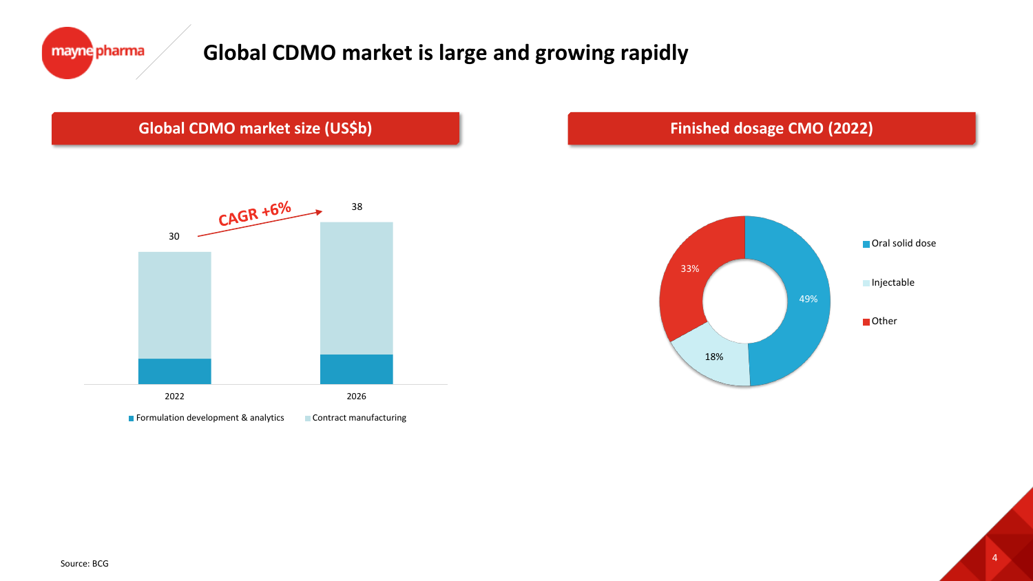# Global CDMO market is large and growing rapidly

## Global CDMO market size (US$b)

CAGR +6%

| | 2022 | 2026 |
|---|---|---|
| Total | 30 | 38 |

Formulation development & analytics | Contract manufacturing

## Finished dosage CMO (2022)

| Segment | Share |
|---|---|
| Oral solid dose | 49% |
| Injectable | 18% |
| Other | 33% |

Source: BCG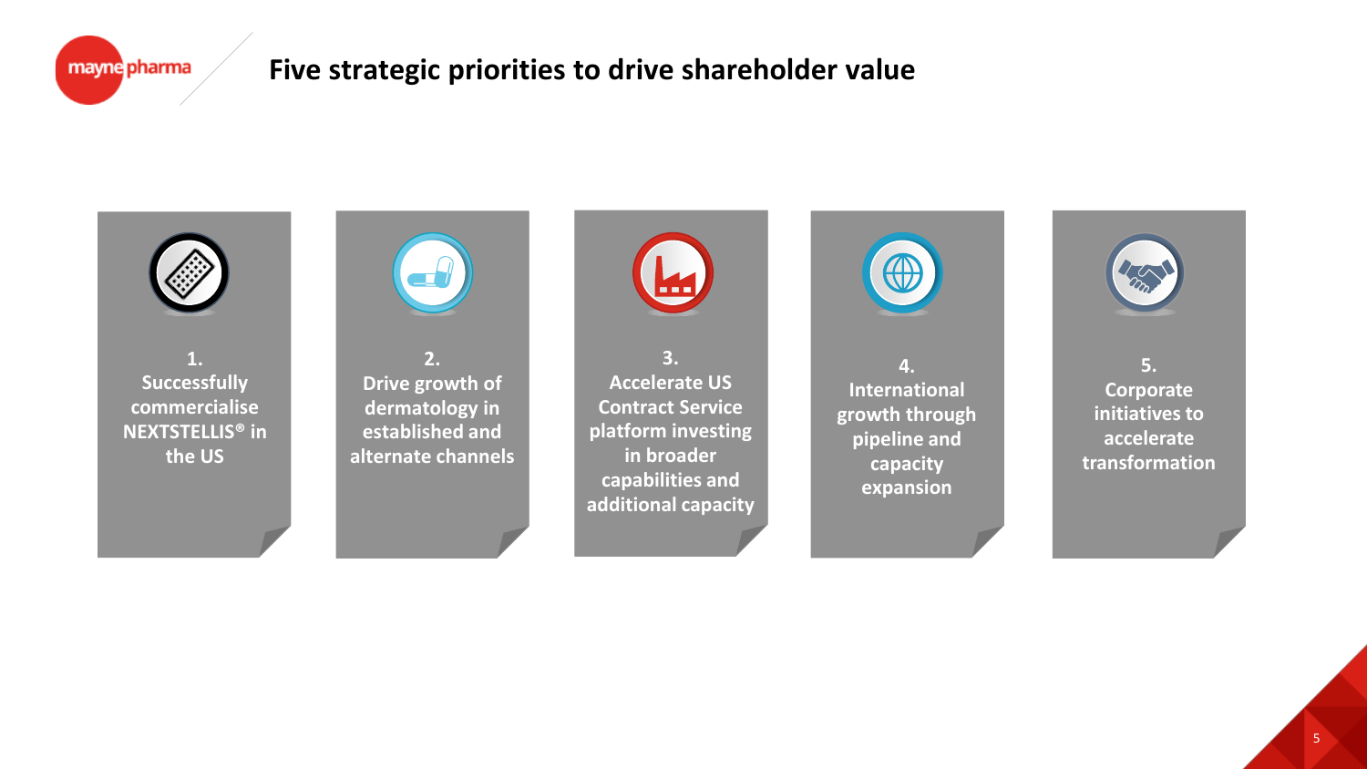# Five strategic priorities to drive shareholder value

1. Successfully commercialise NEXTSTELLIS® in the US

2. Drive growth of dermatology in established and alternate channels

3. Accelerate US Contract Service platform investing in broader capabilities and additional capacity

4. International growth through pipeline and capacity expansion

5. Corporate initiatives to accelerate transformation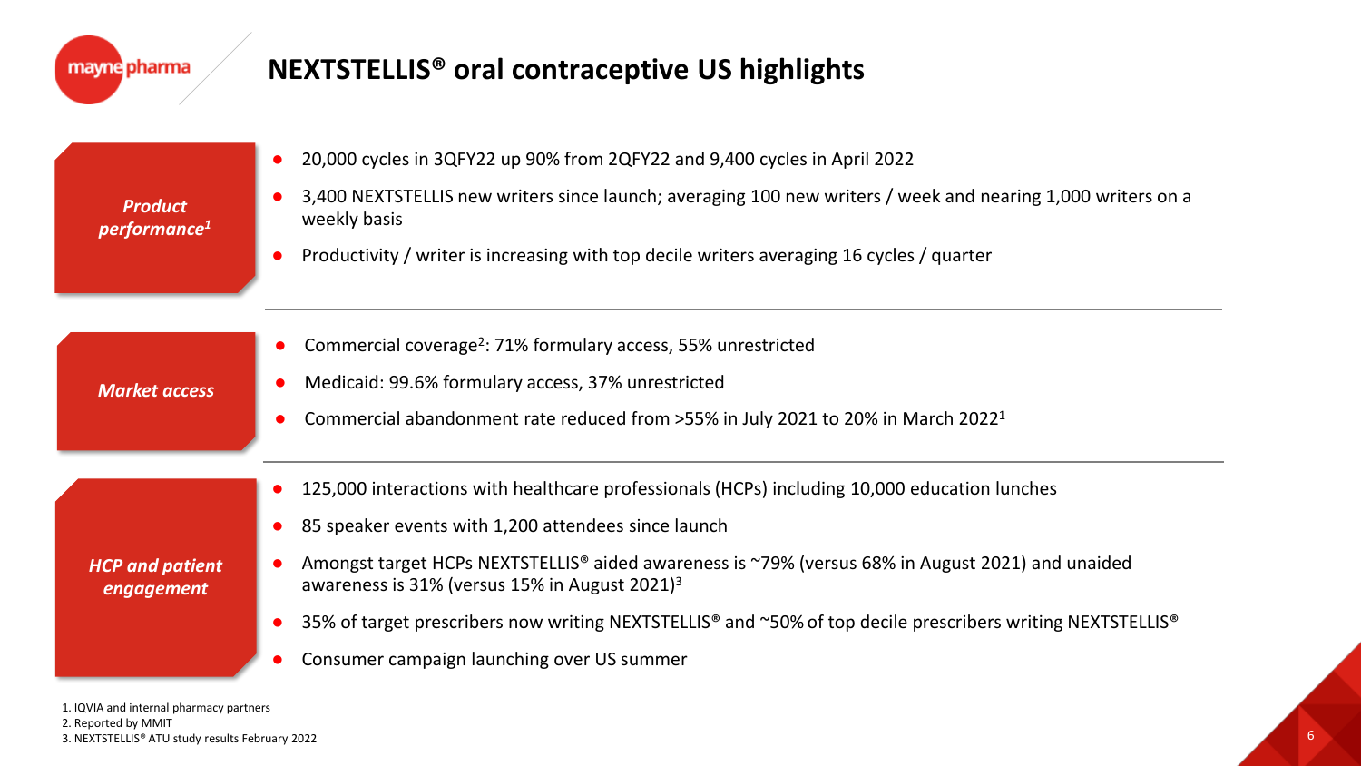# NEXTSTELLIS® oral contraceptive US highlights

### *Product performance*[1]

- 20,000 cycles in 3QFY22 up 90% from 2QFY22 and 9,400 cycles in April 2022
- 3,400 NEXTSTELLIS new writers since launch; averaging 100 new writers / week and nearing 1,000 writers on a weekly basis
- Productivity / writer is increasing with top decile writers averaging 16 cycles / quarter

### *Market access*

- Commercial coverage[2]: 71% formulary access, 55% unrestricted
- Medicaid: 99.6% formulary access, 37% unrestricted
- Commercial abandonment rate reduced from >55% in July 2021 to 20% in March 2022[1]

### *HCP and patient engagement*

- 125,000 interactions with healthcare professionals (HCPs) including 10,000 education lunches
- 85 speaker events with 1,200 attendees since launch
- Amongst target HCPs NEXTSTELLIS® aided awareness is ~79% (versus 68% in August 2021) and unaided awareness is 31% (versus 15% in August 2021)[3]
- 35% of target prescribers now writing NEXTSTELLIS® and ~50% of top decile prescribers writing NEXTSTELLIS®
- Consumer campaign launching over US summer

1. IQVIA and internal pharmacy partners
2. Reported by MMIT
3. NEXTSTELLIS® ATU study results February 2022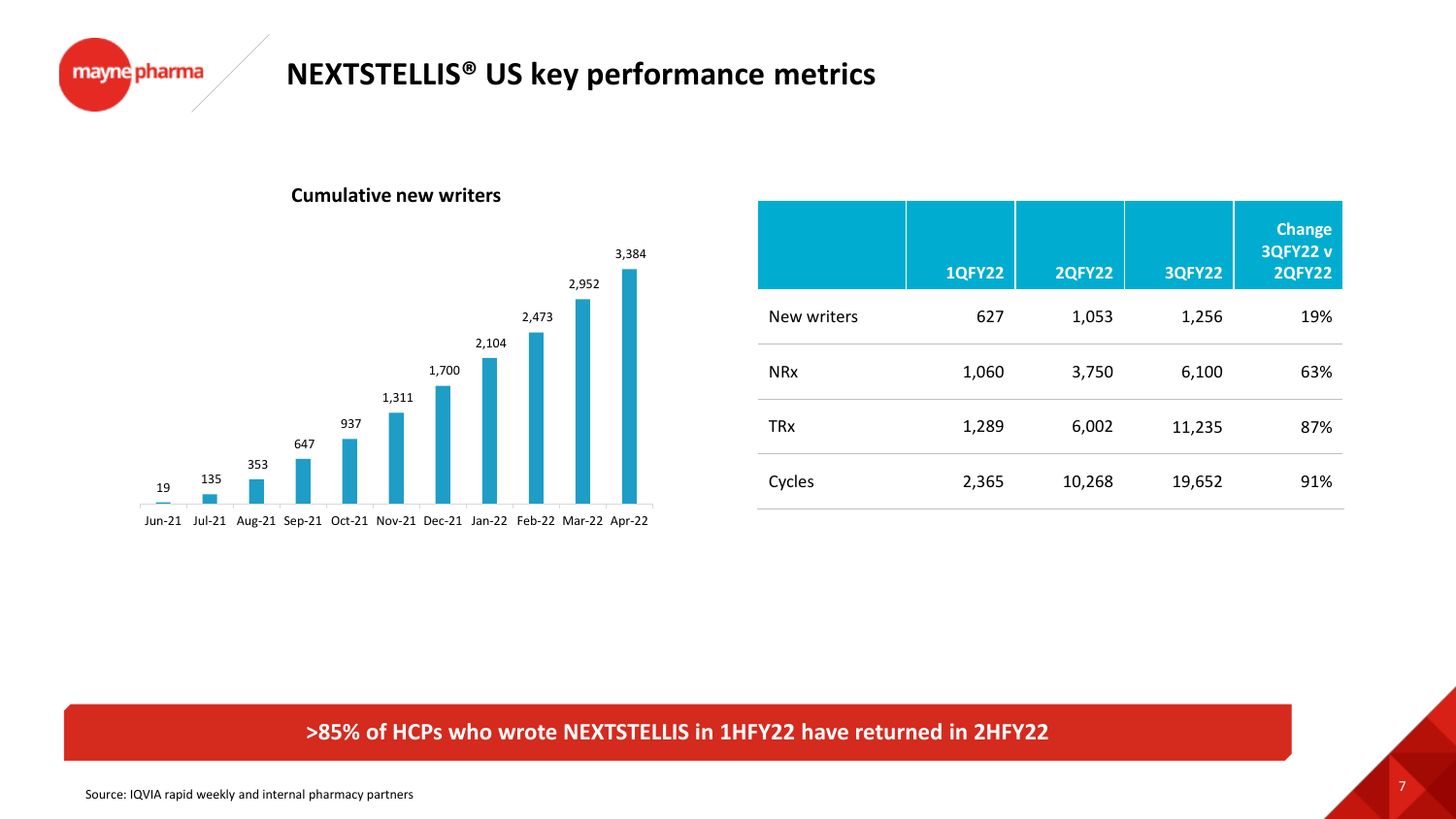# NEXTSTELLIS® US key performance metrics

**Cumulative new writers**

| Month | Cumulative new writers |
|---|---|
| Jun-21 | 19 |
| Jul-21 | 135 |
| Aug-21 | 353 |
| Sep-21 | 647 |
| Oct-21 | 937 |
| Nov-21 | 1,311 |
| Dec-21 | 1,700 |
| Jan-22 | 2,104 |
| Feb-22 | 2,473 |
| Mar-22 | 2,952 |
| Apr-22 | 3,384 |

| | 1QFY22 | 2QFY22 | 3QFY22 | Change 3QFY22 v 2QFY22 |
|---|---|---|---|---|
| New writers | 627 | 1,053 | 1,256 | 19% |
| NRx | 1,060 | 3,750 | 6,100 | 63% |
| TRx | 1,289 | 6,002 | 11,235 | 87% |
| Cycles | 2,365 | 10,268 | 19,652 | 91% |

**>85% of HCPs who wrote NEXTSTELLIS in 1HFY22 have returned in 2HFY22**

Source: IQVIA rapid weekly and internal pharmacy partners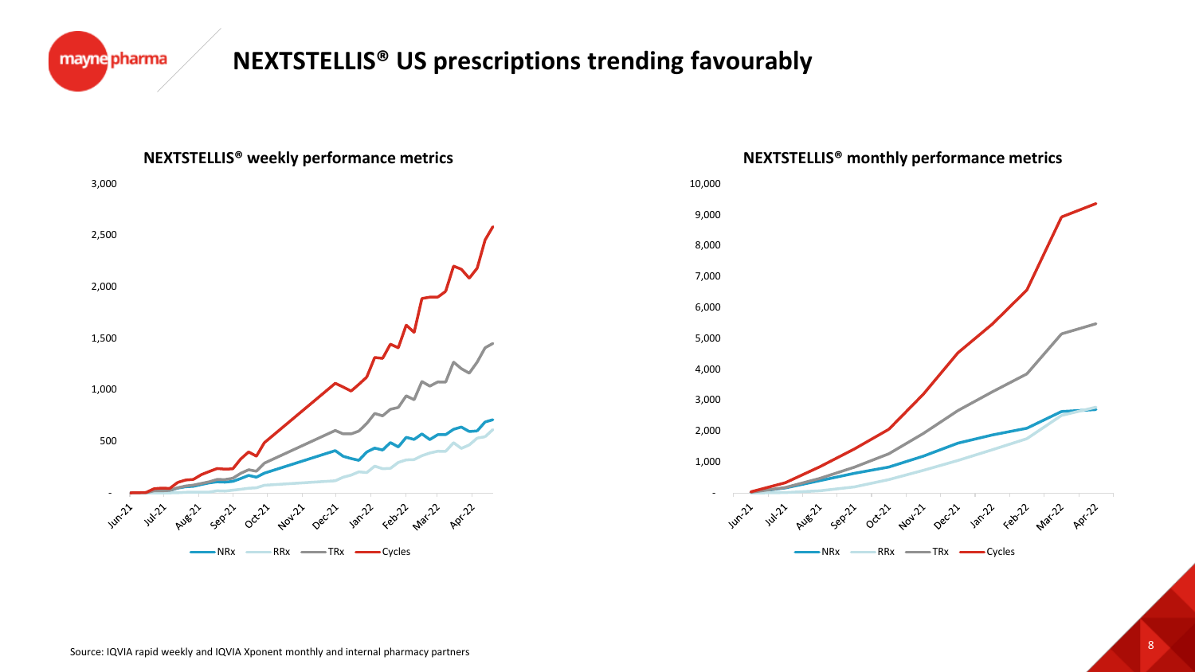# NEXTSTELLIS® US prescriptions trending favourably

**NEXTSTELLIS® weekly performance metrics**

3,000
2,500
2,000
1,500
1,000
500
-

Jun-21 Jul-21 Aug-21 Sep-21 Oct-21 Nov-21 Dec-21 Jan-22 Feb-22 Mar-22 Apr-22

NRx RRx TRx Cycles

**NEXTSTELLIS® monthly performance metrics**

10,000
9,000
8,000
7,000
6,000
5,000
4,000
3,000
2,000
1,000
-

Jun-21 Jul-21 Aug-21 Sep-21 Oct-21 Nov-21 Dec-21 Jan-22 Feb-22 Mar-22 Apr-22

NRx RRx TRx Cycles

Source: IQVIA rapid weekly and IQVIA Xponent monthly and internal pharmacy partners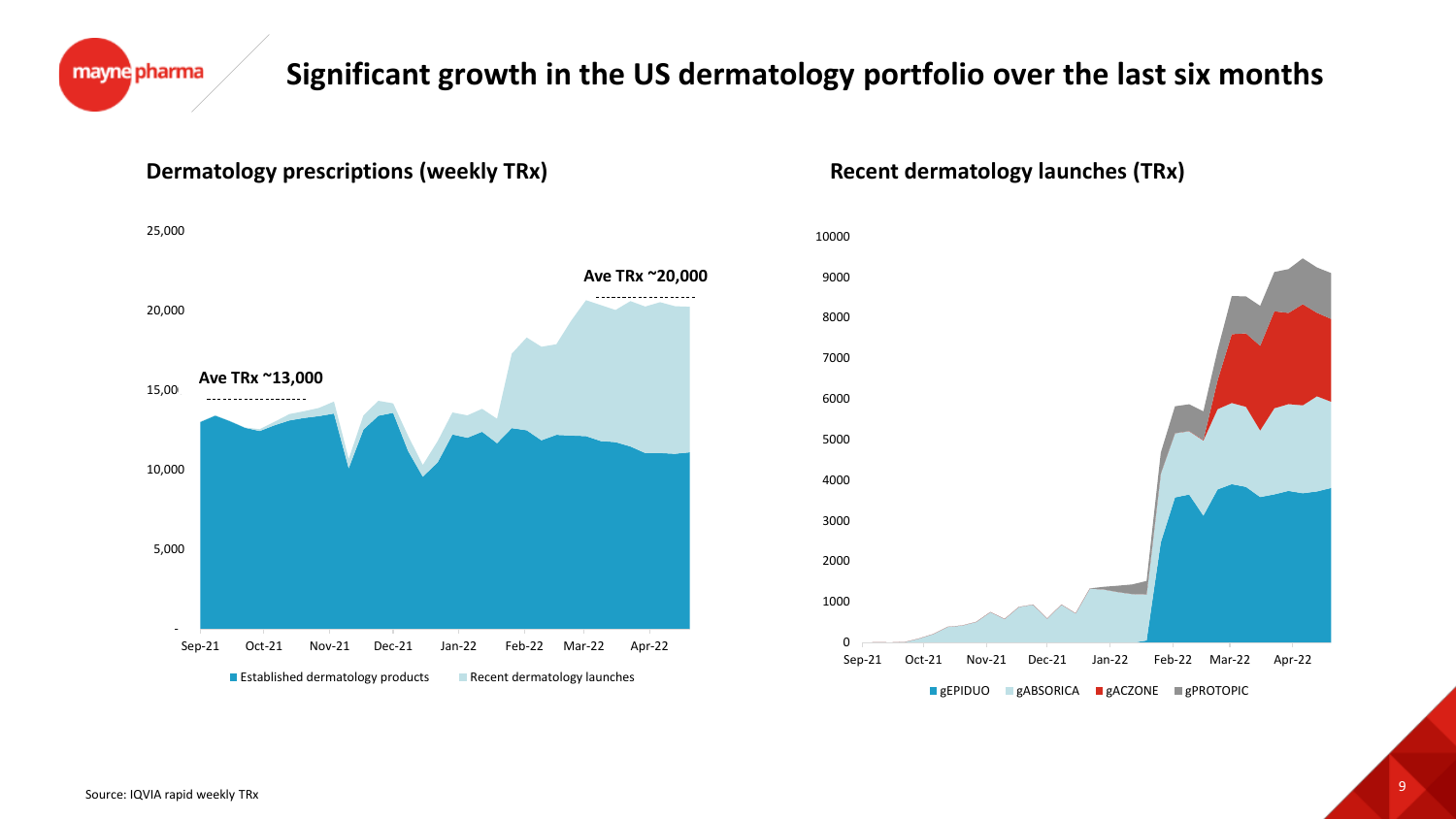# Significant growth in the US dermatology portfolio over the last six months

## Dermatology prescriptions (weekly TRx)

Ave TRx ~13,000

Ave TRx ~20,000

- Established dermatology products
- Recent dermatology launches

## Recent dermatology launches (TRx)

- gEPIDUO
- gABSORICA
- gACZONE
- gPROTOPIC

Source: IQVIA rapid weekly TRx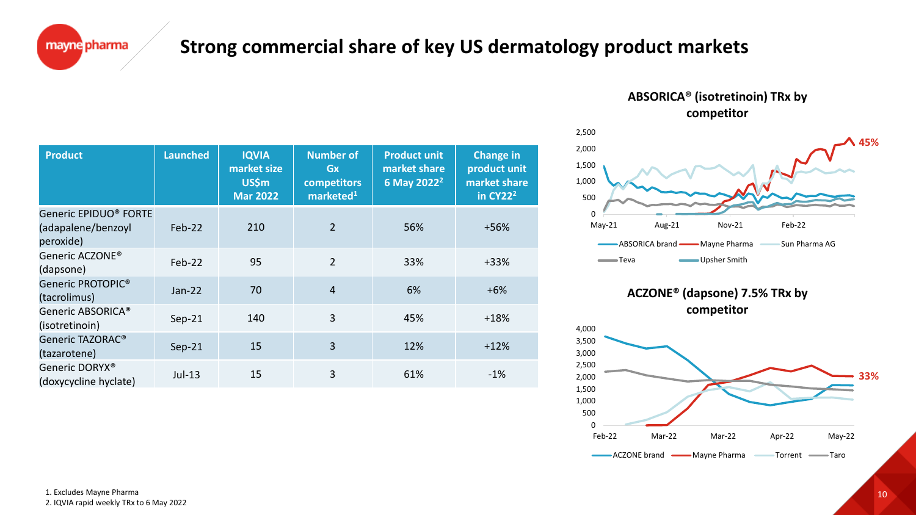# Strong commercial share of key US dermatology product markets

| Product | Launched | IQVIA market size US$m Mar 2022 | Number of Gx competitors marketed[1] | Product unit market share 6 May 2022[2] | Change in product unit market share in CY22[2] |
|---|---|---|---|---|---|
| Generic EPIDUO® FORTE (adapalene/benzoyl peroxide) | Feb-22 | 210 | 2 | 56% | +56% |
| Generic ACZONE® (dapsone) | Feb-22 | 95 | 2 | 33% | +33% |
| Generic PROTOPIC® (tacrolimus) | Jan-22 | 70 | 4 | 6% | +6% |
| Generic ABSORICA® (isotretinoin) | Sep-21 | 140 | 3 | 45% | +18% |
| Generic TAZORAC® (tazarotene) | Sep-21 | 15 | 3 | 12% | +12% |
| Generic DORYX® (doxycycline hyclate) | Jul-13 | 15 | 3 | 61% | -1% |

**ABSORICA® (isotretinoin) TRx by competitor**

Legend: ABSORICA brand, Mayne Pharma, Sun Pharma AG, Teva, Upsher Smith — Mayne Pharma: 45%

**ACZONE® (dapsone) 7.5% TRx by competitor**

Legend: ACZONE brand, Mayne Pharma, Torrent, Taro — Mayne Pharma: 33%

1. Excludes Mayne Pharma
2. IQVIA rapid weekly TRx to 6 May 2022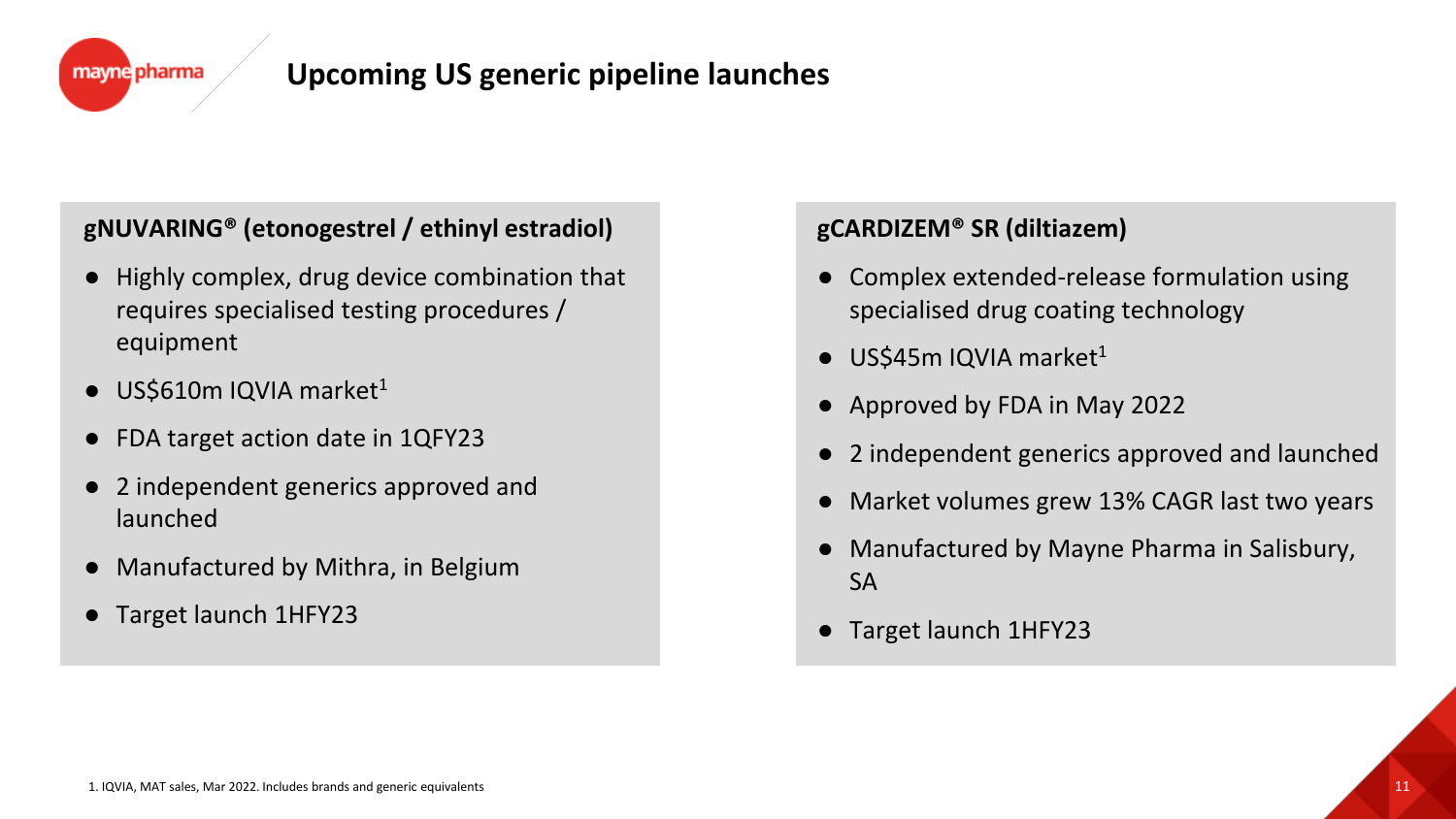# Upcoming US generic pipeline launches

### gNUVARING® (etonogestrel / ethinyl estradiol)

- Highly complex, drug device combination that requires specialised testing procedures / equipment
- US$610m IQVIA market[1]
- FDA target action date in 1QFY23
- 2 independent generics approved and launched
- Manufactured by Mithra, in Belgium
- Target launch 1HFY23

### gCARDIZEM® SR (diltiazem)

- Complex extended-release formulation using specialised drug coating technology
- US$45m IQVIA market[1]
- Approved by FDA in May 2022
- 2 independent generics approved and launched
- Market volumes grew 13% CAGR last two years
- Manufactured by Mayne Pharma in Salisbury, SA
- Target launch 1HFY23

1. IQVIA, MAT sales, Mar 2022. Includes brands and generic equivalents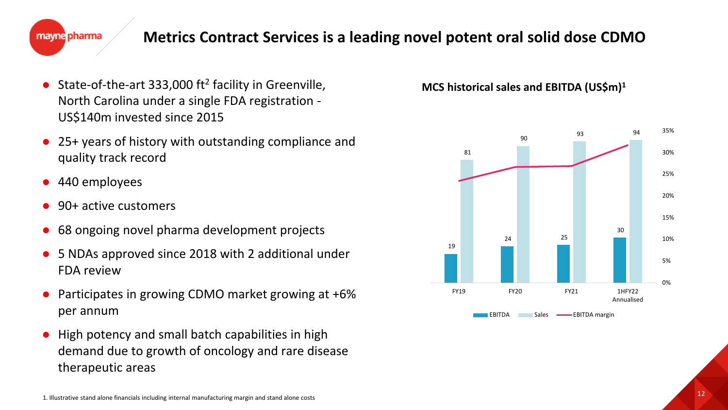# Metrics Contract Services is a leading novel potent oral solid dose CDMO

- State-of-the-art 333,000 ft$^2$ facility in Greenville, North Carolina under a single FDA registration - US$140m invested since 2015
- 25+ years of history with outstanding compliance and quality track record
- 440 employees
- 90+ active customers
- 68 ongoing novel pharma development projects
- 5 NDAs approved since 2018 with 2 additional under FDA review
- Participates in growing CDMO market growing at +6% per annum
- High potency and small batch capabilities in high demand due to growth of oncology and rare disease therapeutic areas

**MCS historical sales and EBITDA (US$m)[1]**

| | FY19 | FY20 | FY21 | 1HFY22 Annualised |
|---|---|---|---|---|
| EBITDA | 19 | 24 | 25 | 30 |
| Sales | 81 | 90 | 93 | 94 |

1. Illustrative stand alone financials including internal manufacturing margin and stand alone costs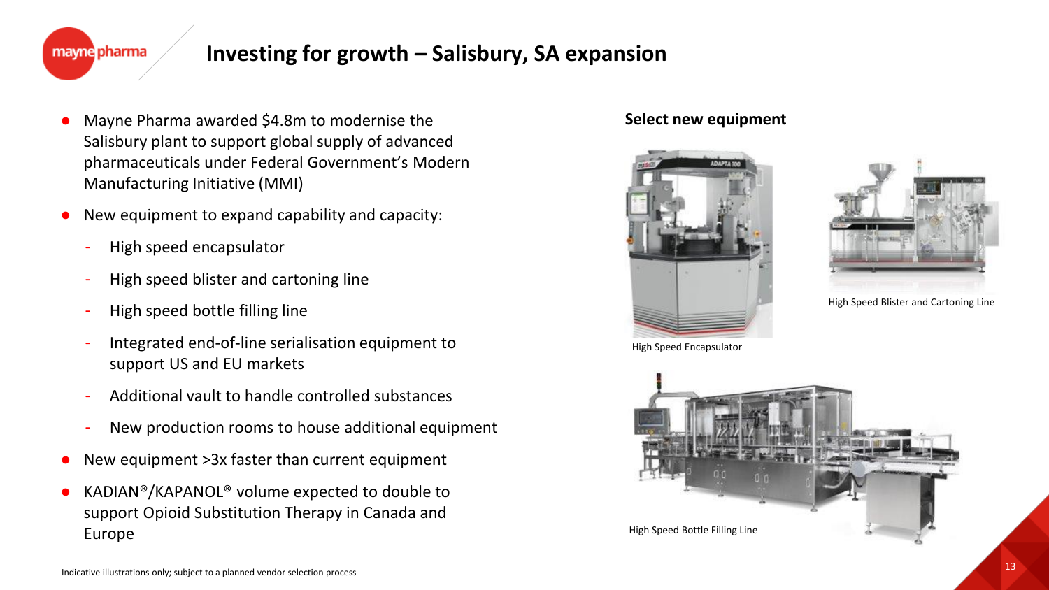# Investing for growth – Salisbury, SA expansion

- Mayne Pharma awarded $4.8m to modernise the Salisbury plant to support global supply of advanced pharmaceuticals under Federal Government's Modern Manufacturing Initiative (MMI)
- New equipment to expand capability and capacity:
  - High speed encapsulator
  - High speed blister and cartoning line
  - High speed bottle filling line
  - Integrated end-of-line serialisation equipment to support US and EU markets
  - Additional vault to handle controlled substances
  - New production rooms to house additional equipment
- New equipment >3x faster than current equipment
- KADIAN®/KAPANOL® volume expected to double to support Opioid Substitution Therapy in Canada and Europe

**Select new equipment**

High Speed Encapsulator

High Speed Blister and Cartoning Line

High Speed Bottle Filling Line

Indicative illustrations only; subject to a planned vendor selection process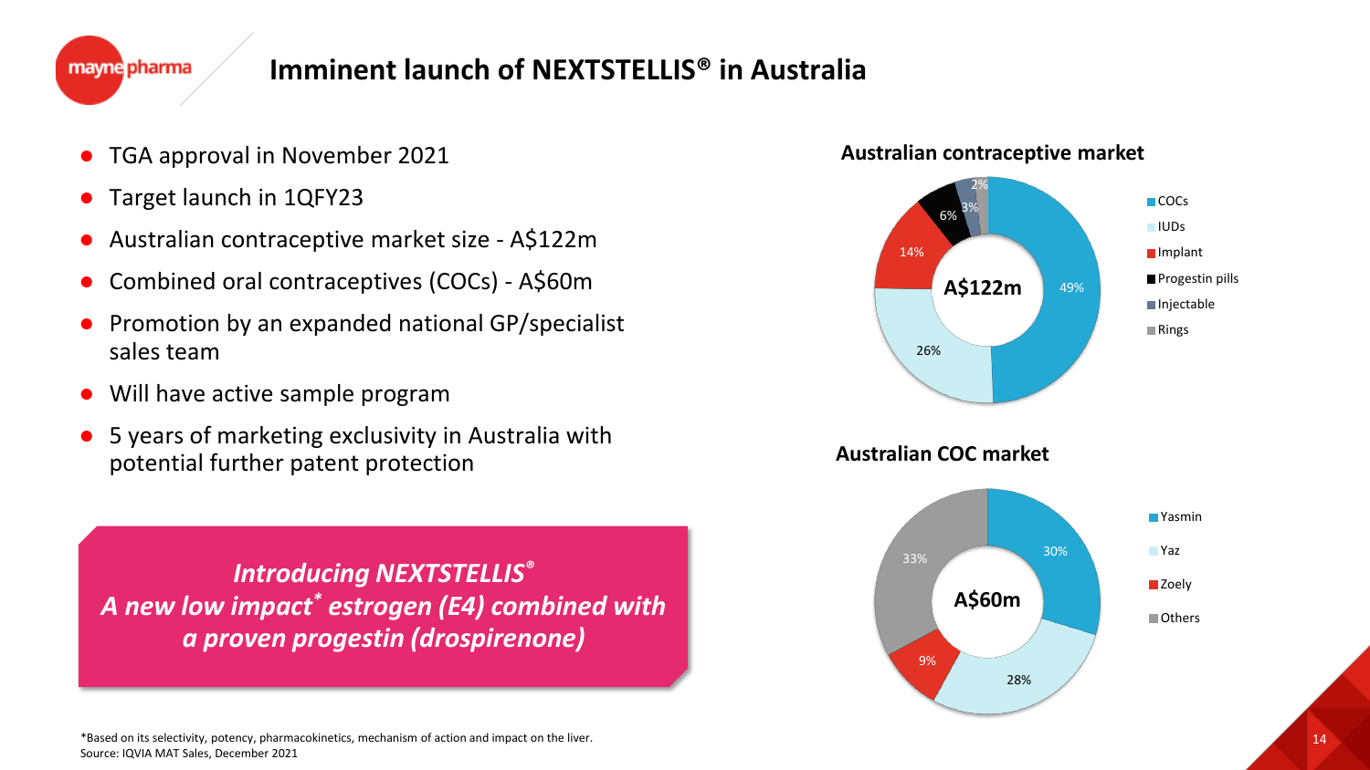# Imminent launch of NEXTSTELLIS® in Australia

- TGA approval in November 2021
- Target launch in 1QFY23
- Australian contraceptive market size - A$122m
- Combined oral contraceptives (COCs) - A$60m
- Promotion by an expanded national GP/specialist sales team
- Will have active sample program
- 5 years of marketing exclusivity in Australia with potential further patent protection

***Introducing NEXTSTELLIS®***
***A new low impact\* estrogen (E4) combined with a proven progestin (drospirenone)***

**Australian contraceptive market**

A$122m

| Segment | Share |
|---|---|
| COCs | 49% |
| IUDs | 26% |
| Implant | 14% |
| Progestin pills | 6% |
| Injectable | 3% |
| Rings | 2% |

**Australian COC market**

A$60m

| Brand | Share |
|---|---|
| Yasmin | 30% |
| Yaz | 28% |
| Zoely | 9% |
| Others | 33% |

*Based on its selectivity, potency, pharmacokinetics, mechanism of action and impact on the liver.
Source: IQVIA MAT Sales, December 2021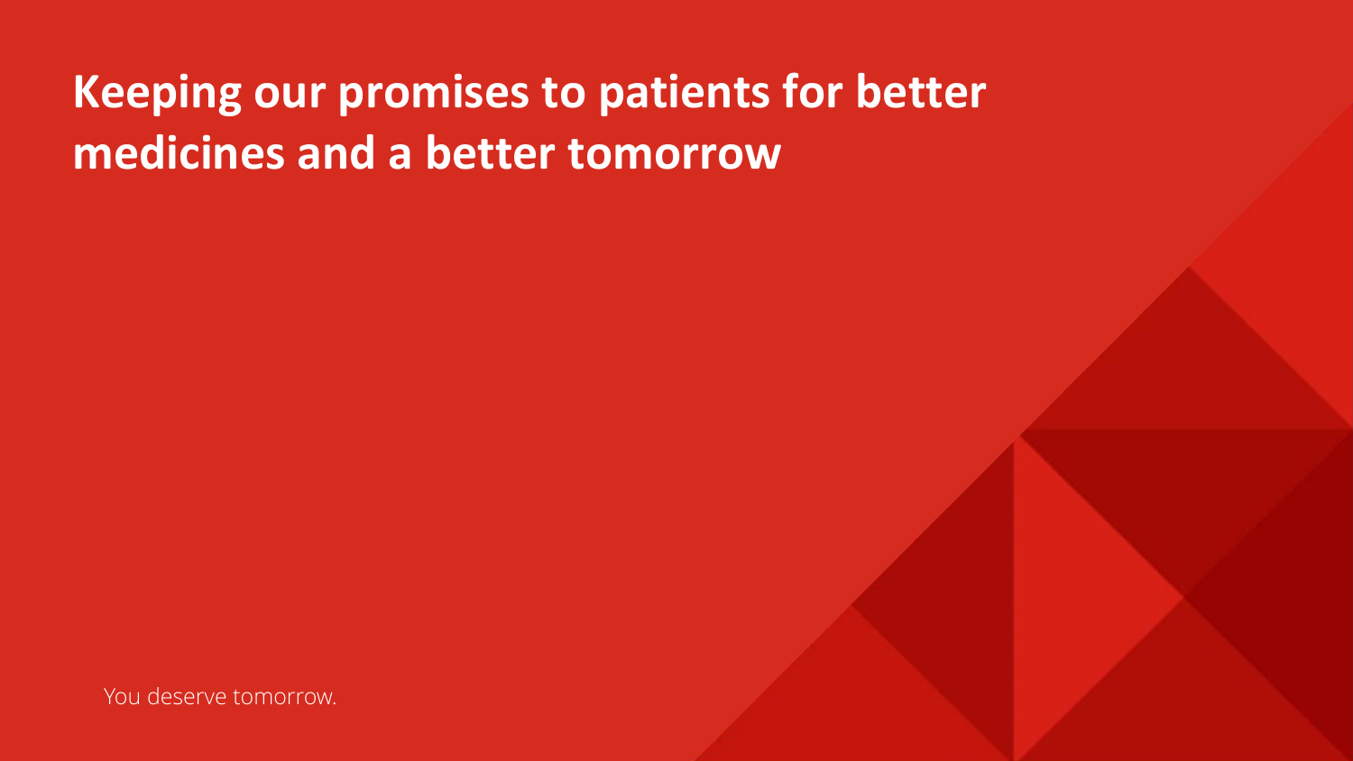# Keeping our promises to patients for better medicines and a better tomorrow

You deserve tomorrow.